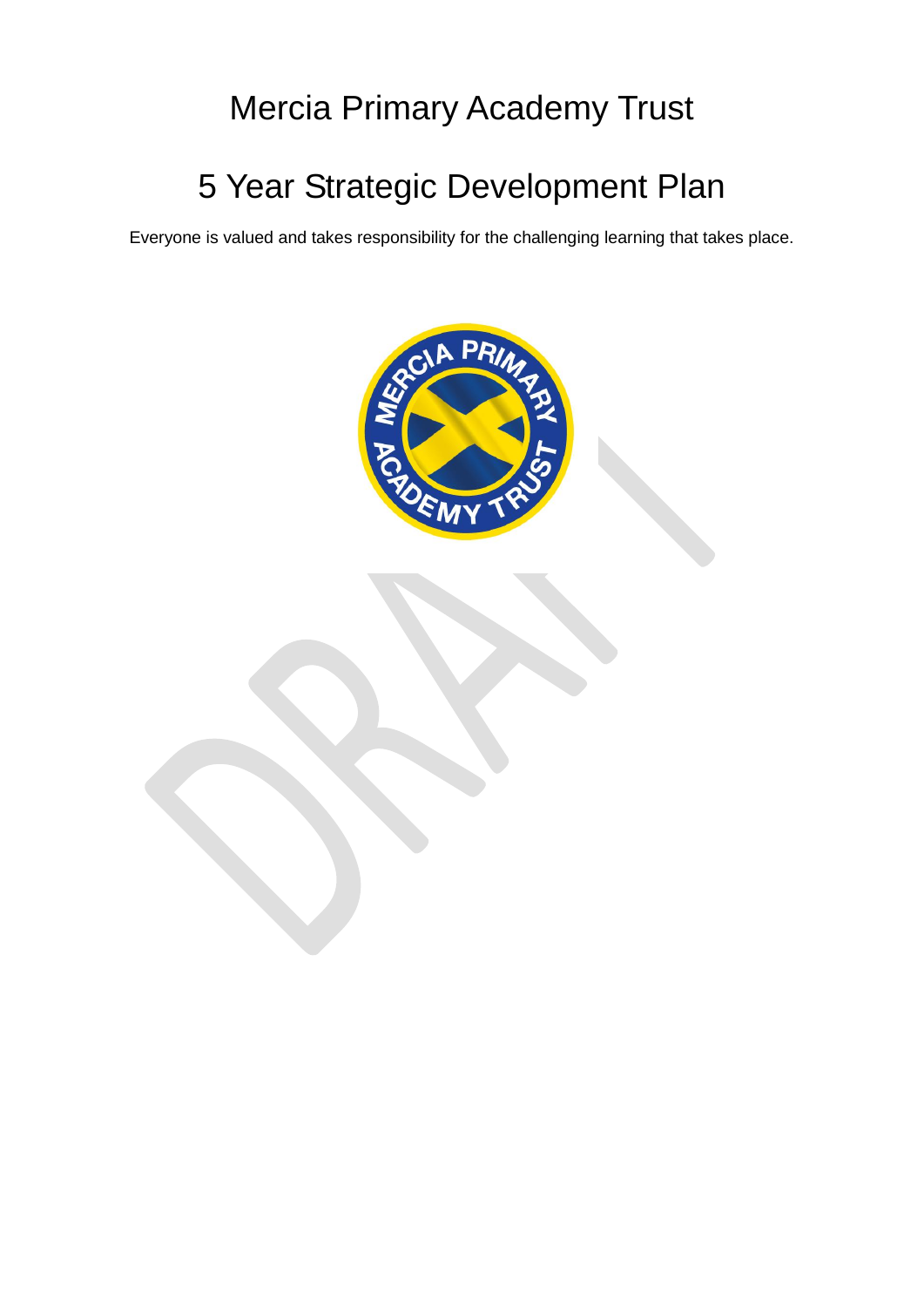# Mercia Primary Academy Trust

# 5 Year Strategic Development Plan

Everyone is valued and takes responsibility for the challenging learning that takes place.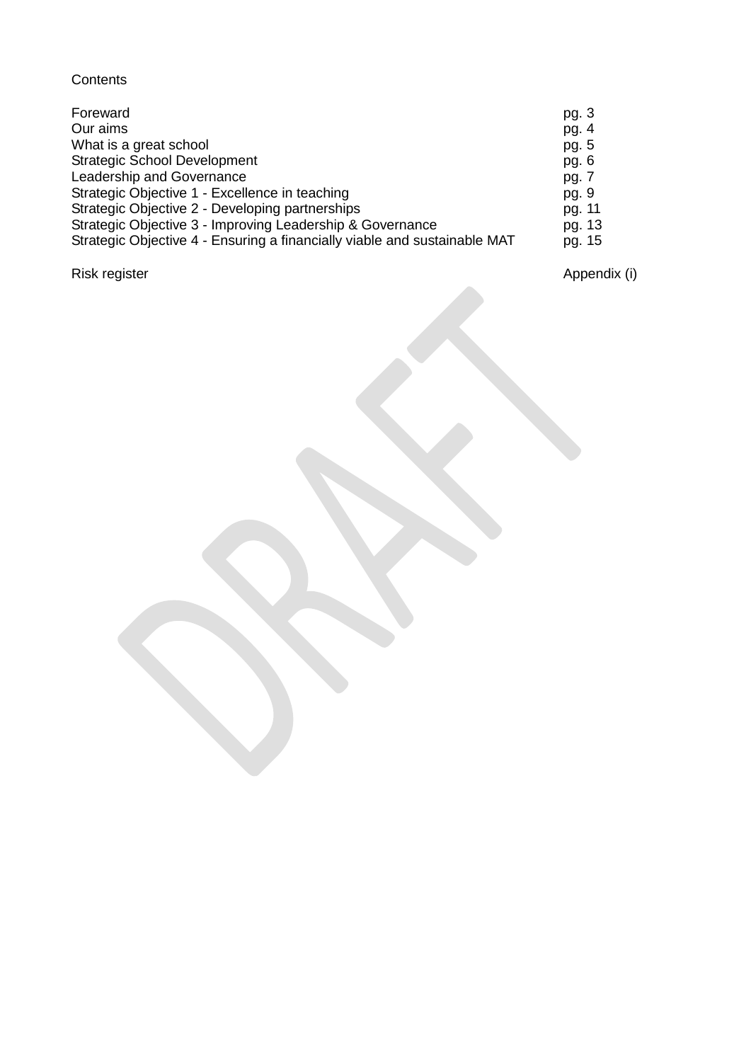Contents

| | |
|---|---|
| Foreward | pg. 3 |
| Our aims | pg. 4 |
| What is a great school | pg. 5 |
| Strategic School Development | pg. 6 |
| Leadership and Governance | pg. 7 |
| Strategic Objective 1 - Excellence in teaching | pg. 9 |
| Strategic Objective 2 - Developing partnerships | pg. 11 |
| Strategic Objective 3 - Improving Leadership & Governance | pg. 13 |
| Strategic Objective 4 - Ensuring a financially viable and sustainable MAT | pg. 15 |
| Risk register | Appendix (i) |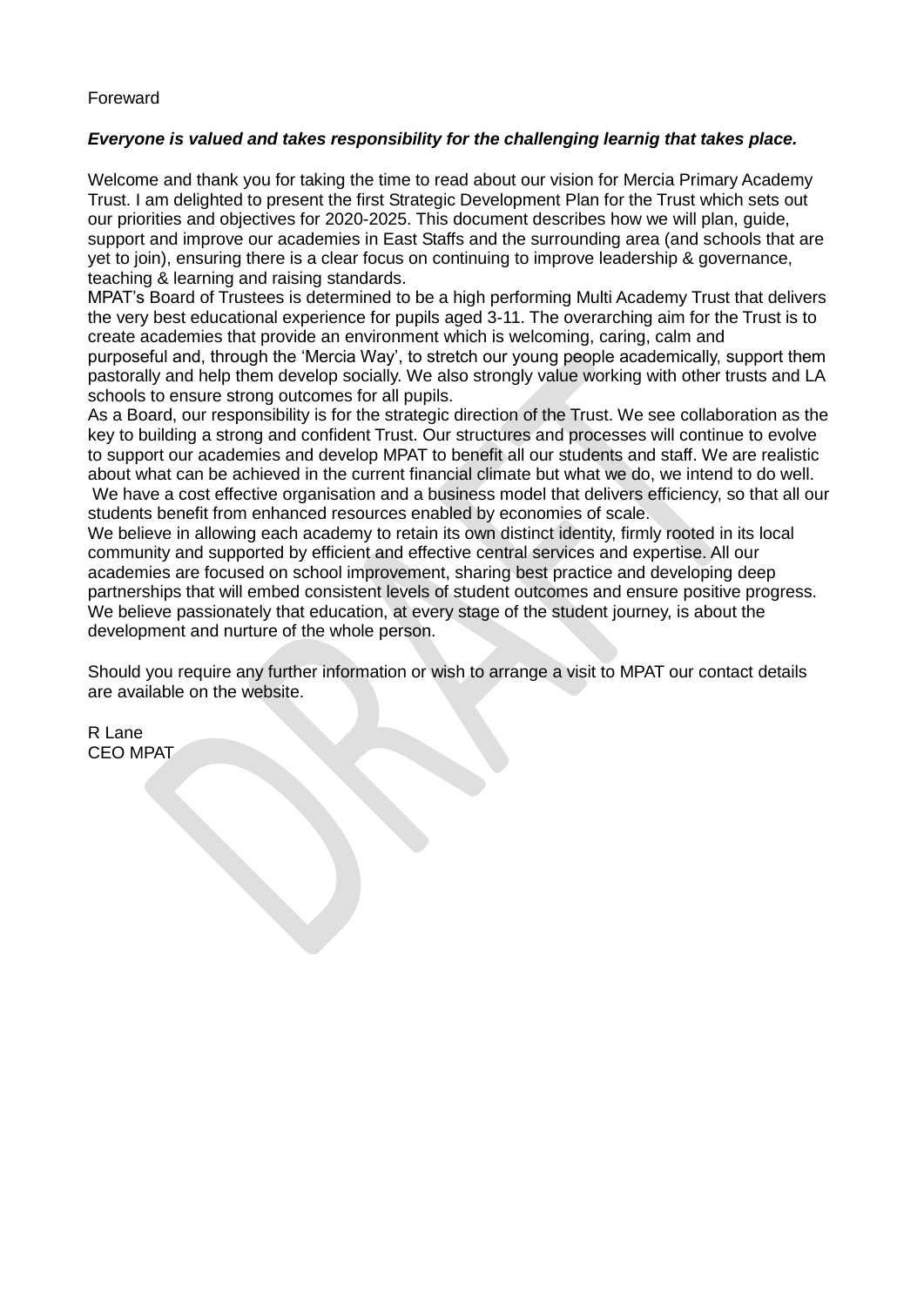Foreward

***Everyone is valued and takes responsibility for the challenging learnig that takes place.***

Welcome and thank you for taking the time to read about our vision for Mercia Primary Academy Trust. I am delighted to present the first Strategic Development Plan for the Trust which sets out our priorities and objectives for 2020-2025. This document describes how we will plan, guide, support and improve our academies in East Staffs and the surrounding area (and schools that are yet to join), ensuring there is a clear focus on continuing to improve leadership & governance, teaching & learning and raising standards.

MPAT's Board of Trustees is determined to be a high performing Multi Academy Trust that delivers the very best educational experience for pupils aged 3-11. The overarching aim for the Trust is to create academies that provide an environment which is welcoming, caring, calm and purposeful and, through the 'Mercia Way', to stretch our young people academically, support them pastorally and help them develop socially. We also strongly value working with other trusts and LA schools to ensure strong outcomes for all pupils.

As a Board, our responsibility is for the strategic direction of the Trust. We see collaboration as the key to building a strong and confident Trust. Our structures and processes will continue to evolve to support our academies and develop MPAT to benefit all our students and staff. We are realistic about what can be achieved in the current financial climate but what we do, we intend to do well. We have a cost effective organisation and a business model that delivers efficiency, so that all our students benefit from enhanced resources enabled by economies of scale.

We believe in allowing each academy to retain its own distinct identity, firmly rooted in its local community and supported by efficient and effective central services and expertise. All our academies are focused on school improvement, sharing best practice and developing deep partnerships that will embed consistent levels of student outcomes and ensure positive progress. We believe passionately that education, at every stage of the student journey, is about the development and nurture of the whole person.

Should you require any further information or wish to arrange a visit to MPAT our contact details are available on the website.

R Lane
CEO MPAT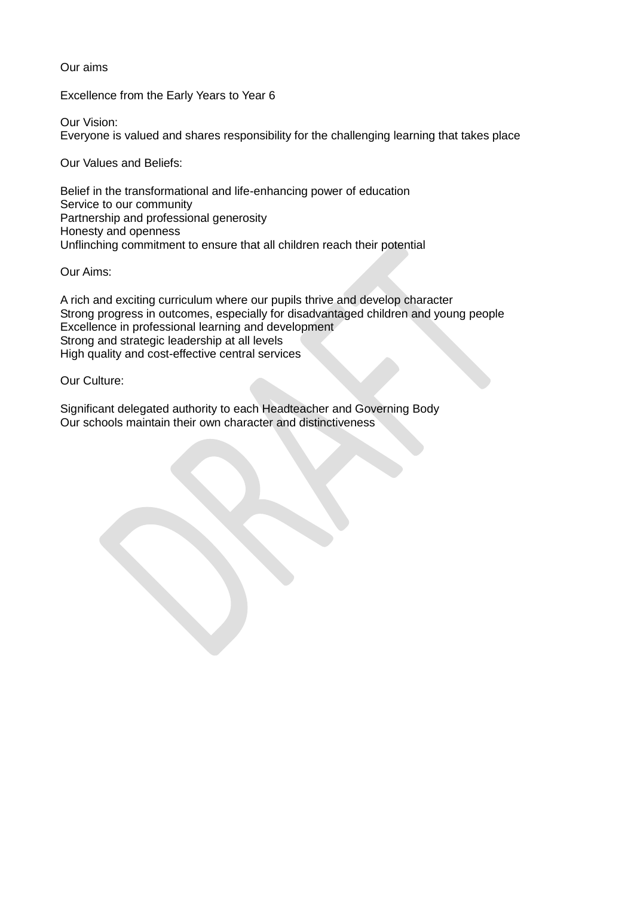## Our aims

Excellence from the Early Years to Year 6

**Our Vision:**
Everyone is valued and shares responsibility for the challenging learning that takes place

**Our Values and Beliefs:**

Belief in the transformational and life-enhancing power of education
Service to our community
Partnership and professional generosity
Honesty and openness
Unflinching commitment to ensure that all children reach their potential

**Our Aims:**

A rich and exciting curriculum where our pupils thrive and develop character
Strong progress in outcomes, especially for disadvantaged children and young people
Excellence in professional learning and development
Strong and strategic leadership at all levels
High quality and cost-effective central services

**Our Culture:**

Significant delegated authority to each Headteacher and Governing Body
Our schools maintain their own character and distinctiveness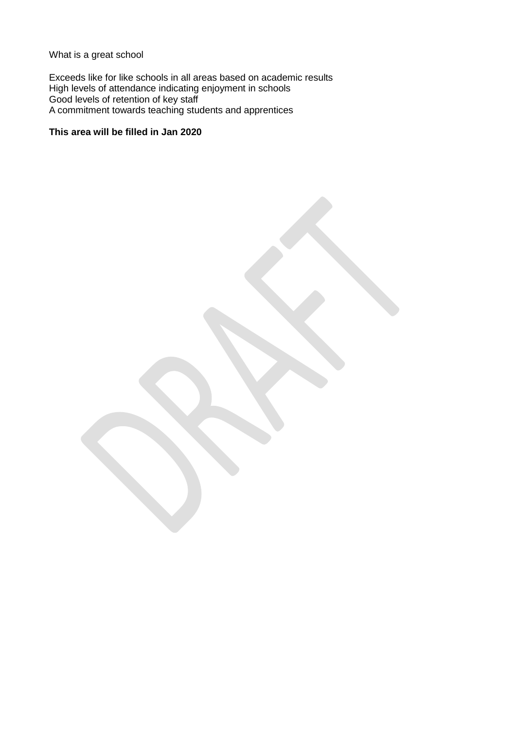What is a great school

Exceeds like for like schools in all areas based on academic results
High levels of attendance indicating enjoyment in schools
Good levels of retention of key staff
A commitment towards teaching students and apprentices

**This area will be filled in Jan 2020**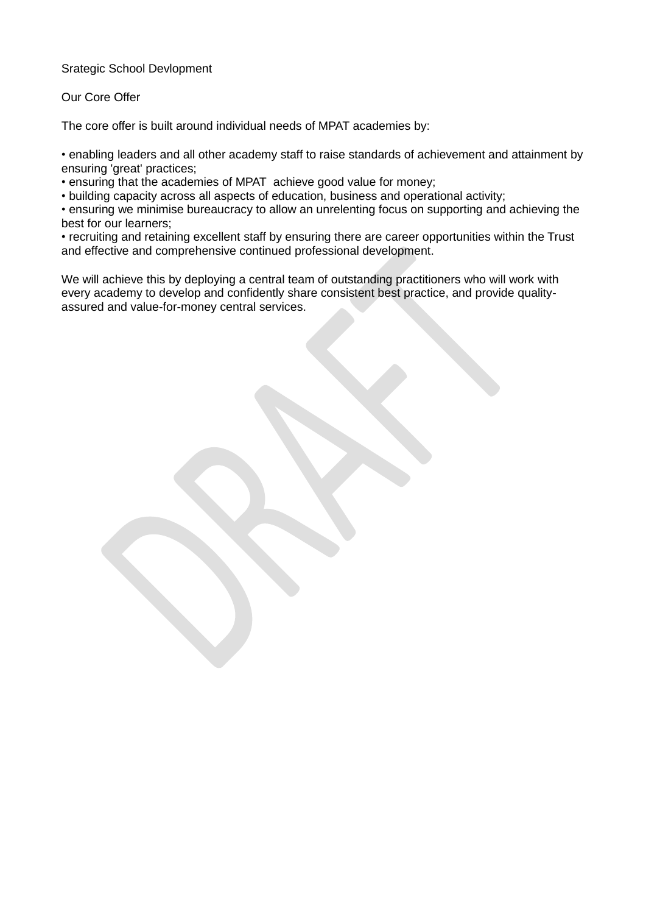Srategic School Devlopment

Our Core Offer

The core offer is built around individual needs of MPAT academies by:

- enabling leaders and all other academy staff to raise standards of achievement and attainment by ensuring 'great' practices;
- ensuring that the academies of MPAT achieve good value for money;
- building capacity across all aspects of education, business and operational activity;
- ensuring we minimise bureaucracy to allow an unrelenting focus on supporting and achieving the best for our learners;
- recruiting and retaining excellent staff by ensuring there are career opportunities within the Trust and effective and comprehensive continued professional development.

We will achieve this by deploying a central team of outstanding practitioners who will work with every academy to develop and confidently share consistent best practice, and provide quality-assured and value-for-money central services.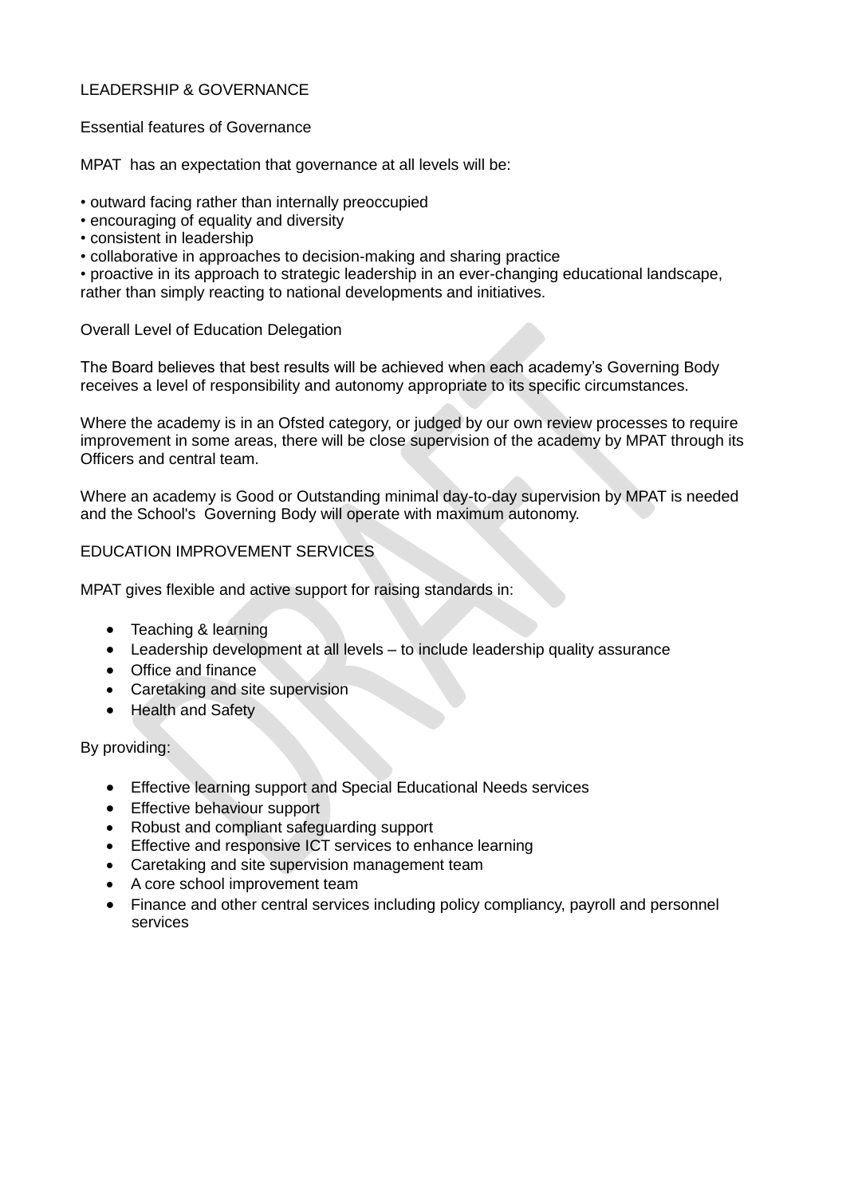## LEADERSHIP & GOVERNANCE

### Essential features of Governance

MPAT has an expectation that governance at all levels will be:

- outward facing rather than internally preoccupied
- encouraging of equality and diversity
- consistent in leadership
- collaborative in approaches to decision-making and sharing practice
- proactive in its approach to strategic leadership in an ever-changing educational landscape, rather than simply reacting to national developments and initiatives.

### Overall Level of Education Delegation

The Board believes that best results will be achieved when each academy's Governing Body receives a level of responsibility and autonomy appropriate to its specific circumstances.

Where the academy is in an Ofsted category, or judged by our own review processes to require improvement in some areas, there will be close supervision of the academy by MPAT through its Officers and central team.

Where an academy is Good or Outstanding minimal day-to-day supervision by MPAT is needed and the School's Governing Body will operate with maximum autonomy.

## EDUCATION IMPROVEMENT SERVICES

MPAT gives flexible and active support for raising standards in:

- Teaching & learning
- Leadership development at all levels – to include leadership quality assurance
- Office and finance
- Caretaking and site supervision
- Health and Safety

By providing:

- Effective learning support and Special Educational Needs services
- Effective behaviour support
- Robust and compliant safeguarding support
- Effective and responsive ICT services to enhance learning
- Caretaking and site supervision management team
- A core school improvement team
- Finance and other central services including policy compliancy, payroll and personnel services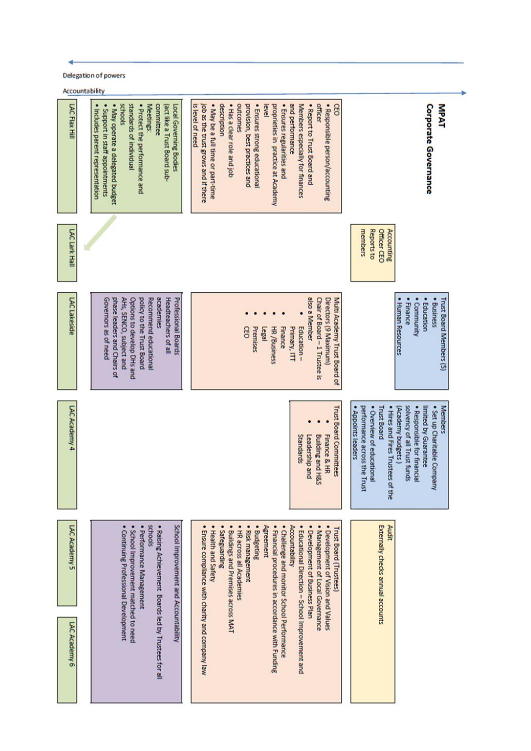# MPAT Corporate Governance

Delegation of powers

Accountability

**Accounting Officer CEO Reports to members**

**Trust Board Members (5)**

- Business
- Education
- Community
- Finance
- Human Resources

**Members**

- Set up Charitable Company limited by Guarantee
- Responsible for financial solvency of all Trust funds (Academy budgets)
- Hires and Fires Trustees of the Trust Board
- Overview of educational performance across the Trust
- Appoints leaders

**Audit**

Externally checks annual accounts

**CEO**

- Responsible person/accounting officer
- Report to Trust Board and Members especially for finances and performance
- Ensures regularities and proprieties in practice at Academy level
- Ensures strong educational provision, best practices and outcomes
- Has a clear role and job description
- May be a full time or part-time job as the trust grows and if there is level of need

**Multi Academy Trust Board of Directors (9 Maximum)**

Chair of Board – 1 Trustee is also a Member

- Education – Primary, ITT
- Finance
- HR /Business
- Legal
- Premises
- CEO

**Trust Board Committees**

- Finance & HR
- Building and H&S
- Leadership and Standards

**Trust Board (Trustees)**

- Development of Vision and Values
- Management of Local Governance
- Development of Business Plan
- Educational Direction – School Improvement and Accountability
- Challenge and monitor School Performance
- Financial procedures in accordance with Funding Agreement
- Budgeting
- Risk management
- HR across all Academies
- Buildings and Premises across MAT
- Safeguarding
- Health and Safety
- Ensure compliance with charity and company law

**Local Governing Bodies**

(act like a Trust Board sub-committee

Meetings:

- Protect the performance and standards of individual schools
- May operate a delegated budget
- Support in staff appointments
- Includes parent representation

**Professional Boards**

Headteachers of all academies

Recommend educational policy to the Trust Board

Options to develop DHs and AHs, SENCO, subject and phase leaders and Chairs of Governors as of need

**School Improvement and Accountability**

- Raising Achievement Boards led by Trustees for all schools
- Performance Management
- School Improvement matched to need
- Continuing Professional Development

LAC Flax Hill | LAC Lark Hall | LAC Lakeside | LAC Academy 4 | LAC Academy 5 | LAC Academy 6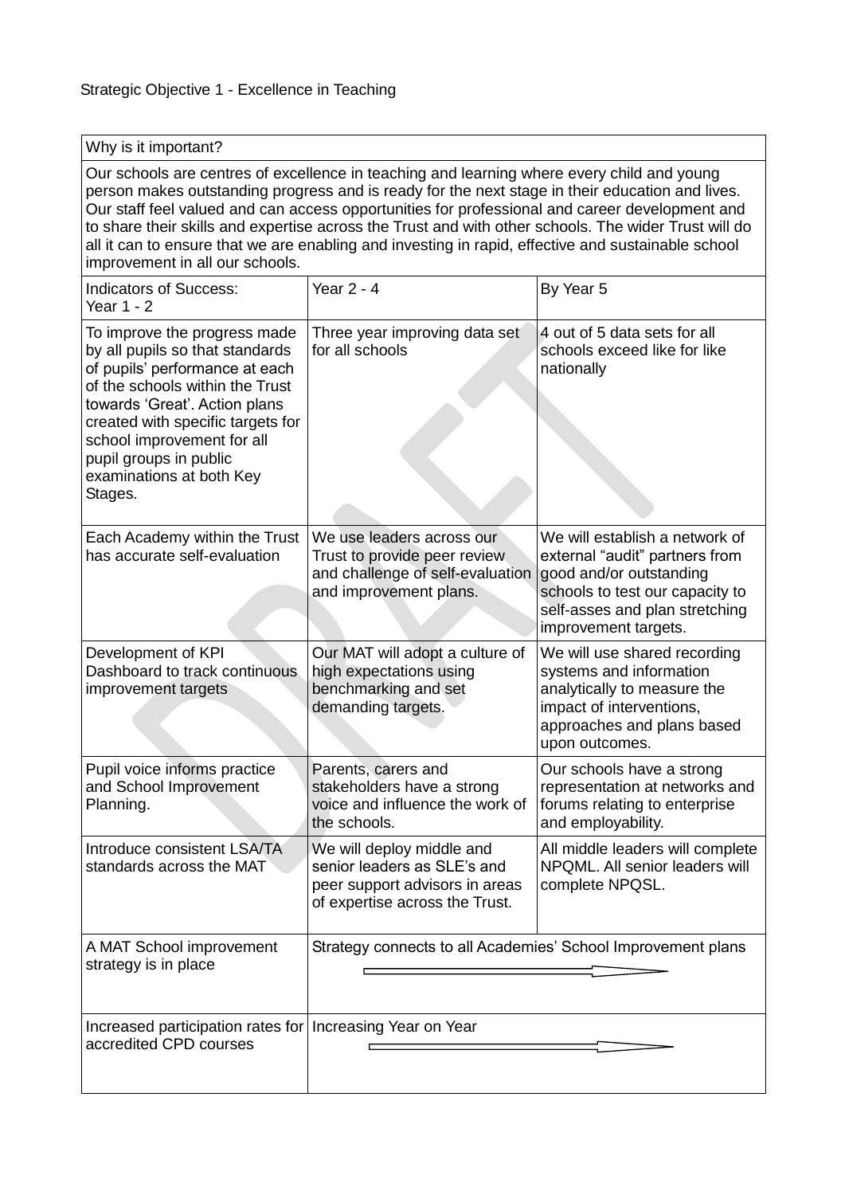Strategic Objective 1 - Excellence in Teaching

| Why is it important? | | |
|---|---|---|
| Our schools are centres of excellence in teaching and learning where every child and young person makes outstanding progress and is ready for the next stage in their education and lives. Our staff feel valued and can access opportunities for professional and career development and to share their skills and expertise across the Trust and with other schools. The wider Trust will do all it can to ensure that we are enabling and investing in rapid, effective and sustainable school improvement in all our schools. | | |
| Indicators of Success: Year 1 - 2 | Year 2 - 4 | By Year 5 |
| To improve the progress made by all pupils so that standards of pupils' performance at each of the schools within the Trust towards 'Great'. Action plans created with specific targets for school improvement for all pupil groups in public examinations at both Key Stages. | Three year improving data set for all schools | 4 out of 5 data sets for all schools exceed like for like nationally |
| Each Academy within the Trust has accurate self-evaluation | We use leaders across our Trust to provide peer review and challenge of self-evaluation and improvement plans. | We will establish a network of external "audit" partners from good and/or outstanding schools to test our capacity to self-asses and plan stretching improvement targets. |
| Development of KPI Dashboard to track continuous improvement targets | Our MAT will adopt a culture of high expectations using benchmarking and set demanding targets. | We will use shared recording systems and information analytically to measure the impact of interventions, approaches and plans based upon outcomes. |
| Pupil voice informs practice and School Improvement Planning. | Parents, carers and stakeholders have a strong voice and influence the work of the schools. | Our schools have a strong representation at networks and forums relating to enterprise and employability. |
| Introduce consistent LSA/TA standards across the MAT | We will deploy middle and senior leaders as SLE's and peer support advisors in areas of expertise across the Trust. | All middle leaders will complete NPQML. All senior leaders will complete NPQSL. |
| A MAT School improvement strategy is in place | Strategy connects to all Academies' School Improvement plans → | |
| Increased participation rates for accredited CPD courses | Increasing Year on Year → | |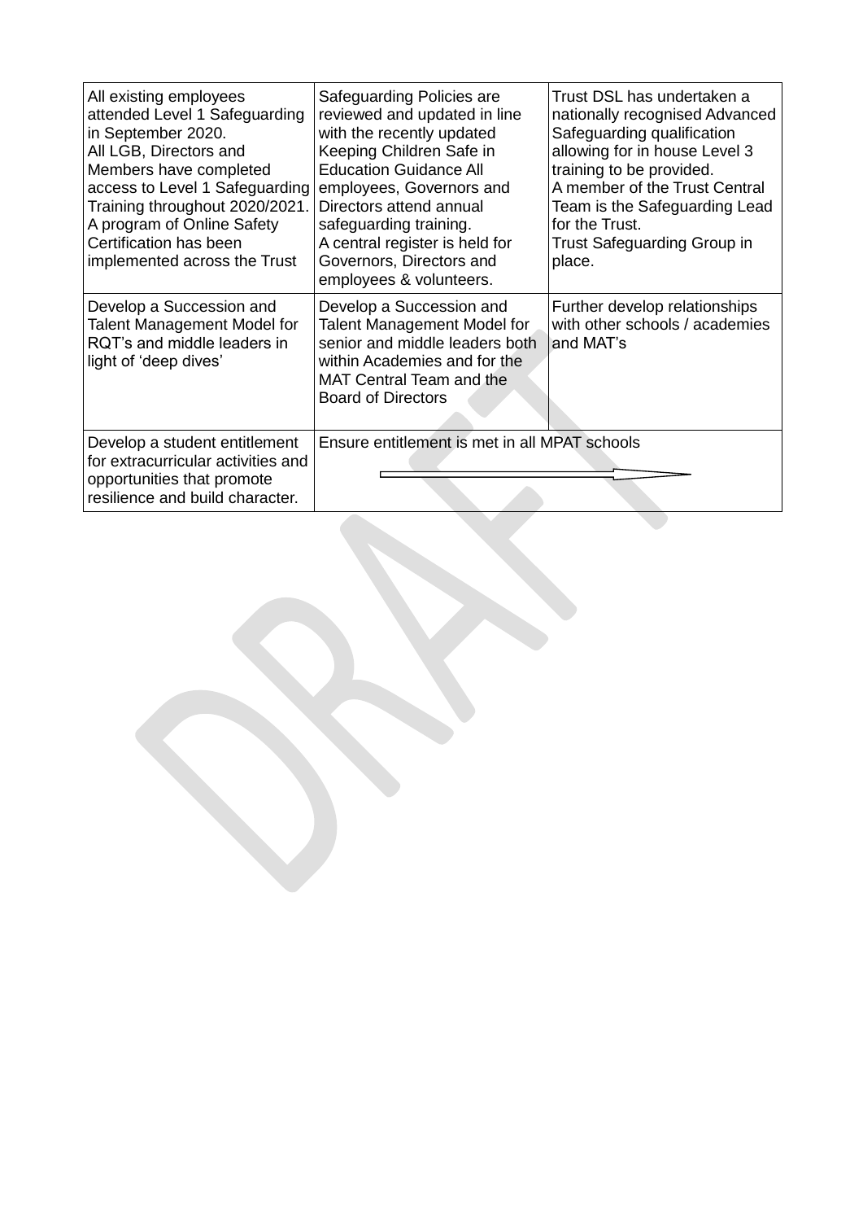| | | |
|---|---|---|
| All existing employees attended Level 1 Safeguarding in September 2020.<br>All LGB, Directors and Members have completed access to Level 1 Safeguarding Training throughout 2020/2021.<br>A program of Online Safety Certification has been implemented across the Trust | Safeguarding Policies are reviewed and updated in line with the recently updated Keeping Children Safe in Education Guidance All employees, Governors and Directors attend annual safeguarding training.<br>A central register is held for Governors, Directors and employees & volunteers. | Trust DSL has undertaken a nationally recognised Advanced Safeguarding qualification allowing for in house Level 3 training to be provided.<br>A member of the Trust Central Team is the Safeguarding Lead for the Trust.<br>Trust Safeguarding Group in place. |
| Develop a Succession and Talent Management Model for RQT's and middle leaders in light of 'deep dives' | Develop a Succession and Talent Management Model for senior and middle leaders both within Academies and for the MAT Central Team and the Board of Directors | Further develop relationships with other schools / academies and MAT's |
| Develop a student entitlement for extracurricular activities and opportunities that promote resilience and build character. | Ensure entitlement is met in all MPAT schools | |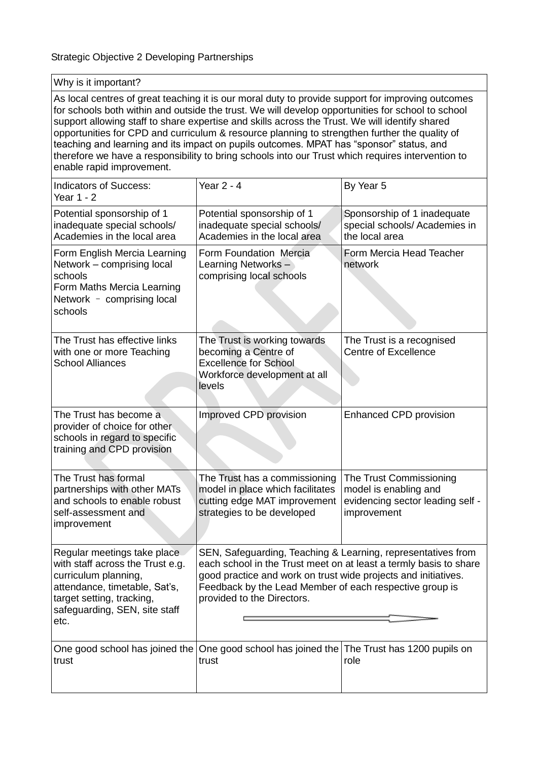Strategic Objective 2 Developing Partnerships

| Why is it important? | | |
|---|---|---|
| As local centres of great teaching it is our moral duty to provide support for improving outcomes for schools both within and outside the trust. We will develop opportunities for school to school support allowing staff to share expertise and skills across the Trust. We will identify shared opportunities for CPD and curriculum & resource planning to strengthen further the quality of teaching and learning and its impact on pupils outcomes. MPAT has "sponsor" status, and therefore we have a responsibility to bring schools into our Trust which requires intervention to enable rapid improvement. | | |
| Indicators of Success: Year 1 - 2 | Year 2 - 4 | By Year 5 |
| Potential sponsorship of 1 inadequate special schools/ Academies in the local area | Potential sponsorship of 1 inadequate special schools/ Academies in the local area | Sponsorship of 1 inadequate special schools/ Academies in the local area |
| Form English Mercia Learning Network – comprising local schools<br>Form Maths Mercia Learning Network – comprising local schools | Form Foundation Mercia Learning Networks – comprising local schools | Form Mercia Head Teacher network |
| The Trust has effective links with one or more Teaching School Alliances | The Trust is working towards becoming a Centre of Excellence for School Workforce development at all levels | The Trust is a recognised Centre of Excellence |
| The Trust has become a provider of choice for other schools in regard to specific training and CPD provision | Improved CPD provision | Enhanced CPD provision |
| The Trust has formal partnerships with other MATs and schools to enable robust self-assessment and improvement | The Trust has a commissioning model in place which facilitates cutting edge MAT improvement strategies to be developed | The Trust Commissioning model is enabling and evidencing sector leading self - improvement |
| Regular meetings take place with staff across the Trust e.g. curriculum planning, attendance, timetable, Sat's, target setting, tracking, safeguarding, SEN, site staff etc. | SEN, Safeguarding, Teaching & Learning, representatives from each school in the Trust meet on at least a termly basis to share good practice and work on trust wide projects and initiatives. Feedback by the Lead Member of each respective group is provided to the Directors. → | |
| One good school has joined the trust | One good school has joined the trust | The Trust has 1200 pupils on role |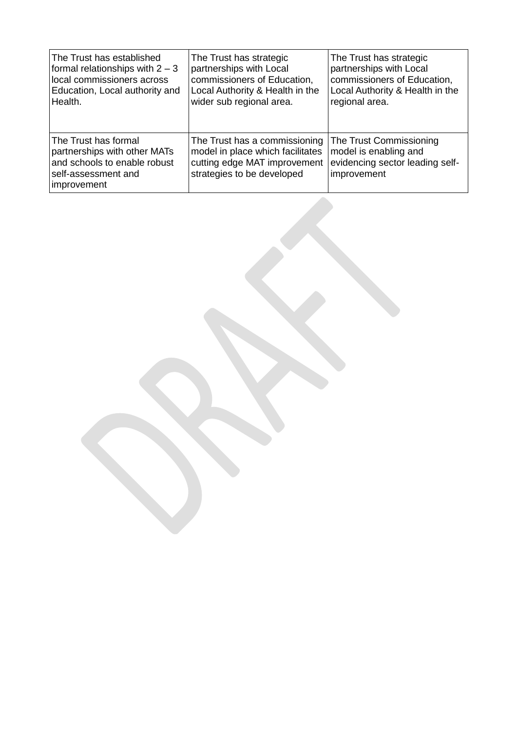| | | |
|---|---|---|
| The Trust has established formal relationships with 2 – 3 local commissioners across Education, Local authority and Health. | The Trust has strategic partnerships with Local commissioners of Education, Local Authority & Health in the wider sub regional area. | The Trust has strategic partnerships with Local commissioners of Education, Local Authority & Health in the regional area. |
| The Trust has formal partnerships with other MATs and schools to enable robust self-assessment and improvement | The Trust has a commissioning model in place which facilitates cutting edge MAT improvement strategies to be developed | The Trust Commissioning model is enabling and evidencing sector leading self-improvement |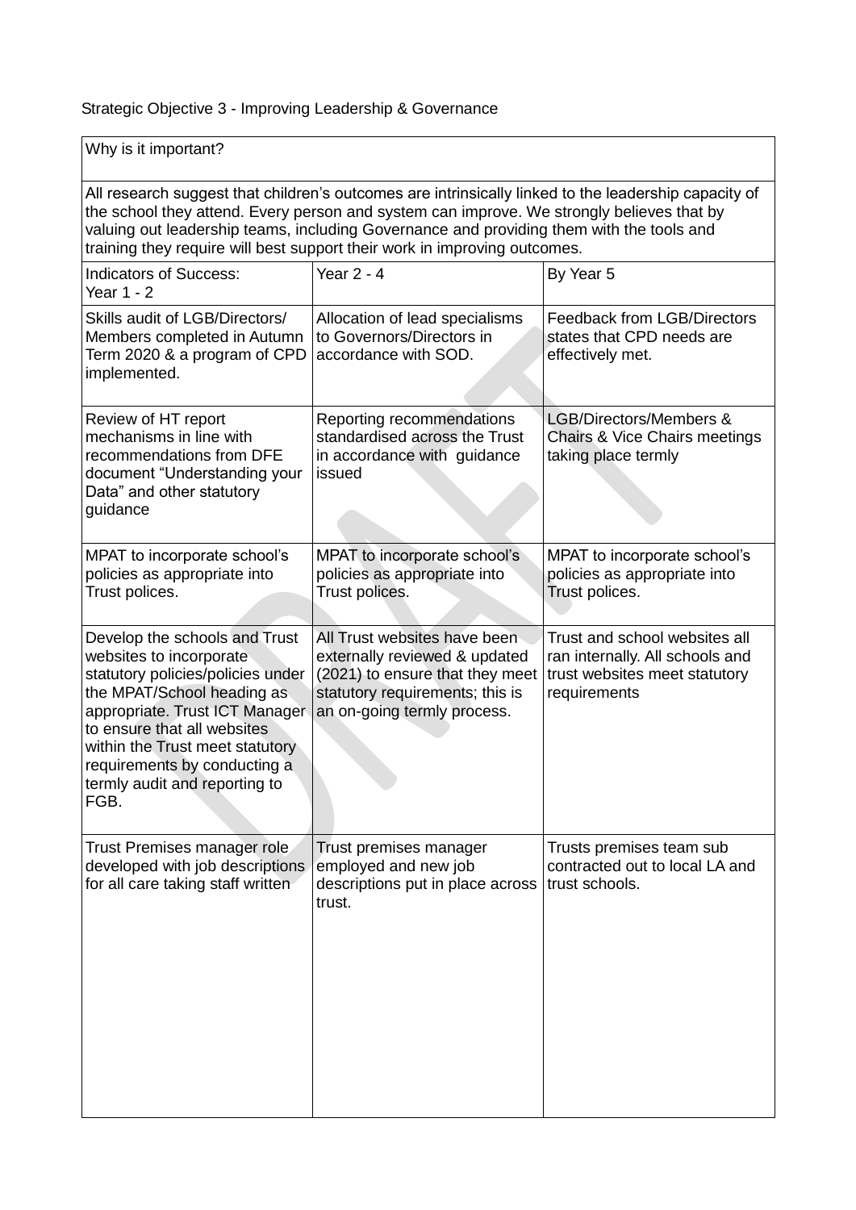Strategic Objective 3 - Improving Leadership & Governance

| Why is it important? | | |
|---|---|---|
| All research suggest that children's outcomes are intrinsically linked to the leadership capacity of the school they attend. Every person and system can improve. We strongly believes that by valuing out leadership teams, including Governance and providing them with the tools and training they require will best support their work in improving outcomes. | | |
| Indicators of Success: Year 1 - 2 | Year 2 - 4 | By Year 5 |
| Skills audit of LGB/Directors/ Members completed in Autumn Term 2020 & a program of CPD implemented. | Allocation of lead specialisms to Governors/Directors in accordance with SOD. | Feedback from LGB/Directors states that CPD needs are effectively met. |
| Review of HT report mechanisms in line with recommendations from DFE document "Understanding your Data" and other statutory guidance | Reporting recommendations standardised across the Trust in accordance with guidance issued | LGB/Directors/Members & Chairs & Vice Chairs meetings taking place termly |
| MPAT to incorporate school's policies as appropriate into Trust polices. | MPAT to incorporate school's policies as appropriate into Trust polices. | MPAT to incorporate school's policies as appropriate into Trust polices. |
| Develop the schools and Trust websites to incorporate statutory policies/policies under the MPAT/School heading as appropriate. Trust ICT Manager to ensure that all websites within the Trust meet statutory requirements by conducting a termly audit and reporting to FGB. | All Trust websites have been externally reviewed & updated (2021) to ensure that they meet statutory requirements; this is an on-going termly process. | Trust and school websites all ran internally. All schools and trust websites meet statutory requirements |
| Trust Premises manager role developed with job descriptions for all care taking staff written | Trust premises manager employed and new job descriptions put in place across trust. | Trusts premises team sub contracted out to local LA and trust schools. |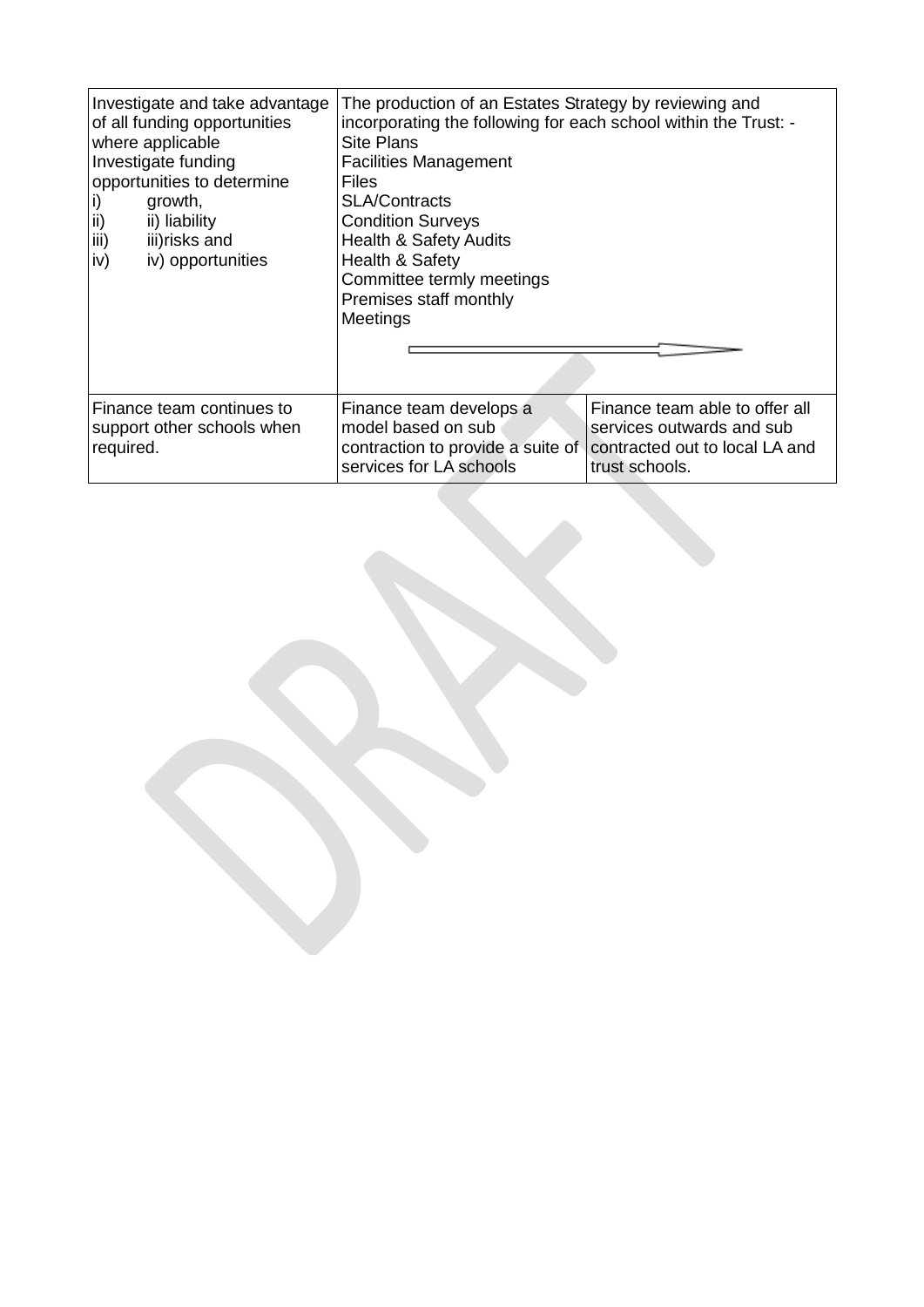| | | |
|---|---|---|
| Investigate and take advantage of all funding opportunities where applicable<br>Investigate funding opportunities to determine<br>i) growth,<br>ii) ii) liability<br>iii) iii)risks and<br>iv) iv) opportunities | The production of an Estates Strategy by reviewing and incorporating the following for each school within the Trust: -<br>Site Plans<br>Facilities Management<br>Files<br>SLA/Contracts<br>Condition Surveys<br>Health & Safety Audits<br>Health & Safety<br>Committee termly meetings<br>Premises staff monthly<br>Meetings | |
| Finance team continues to support other schools when required. | Finance team develops a model based on sub contraction to provide a suite of services for LA schools | Finance team able to offer all services outwards and sub contracted out to local LA and trust schools. |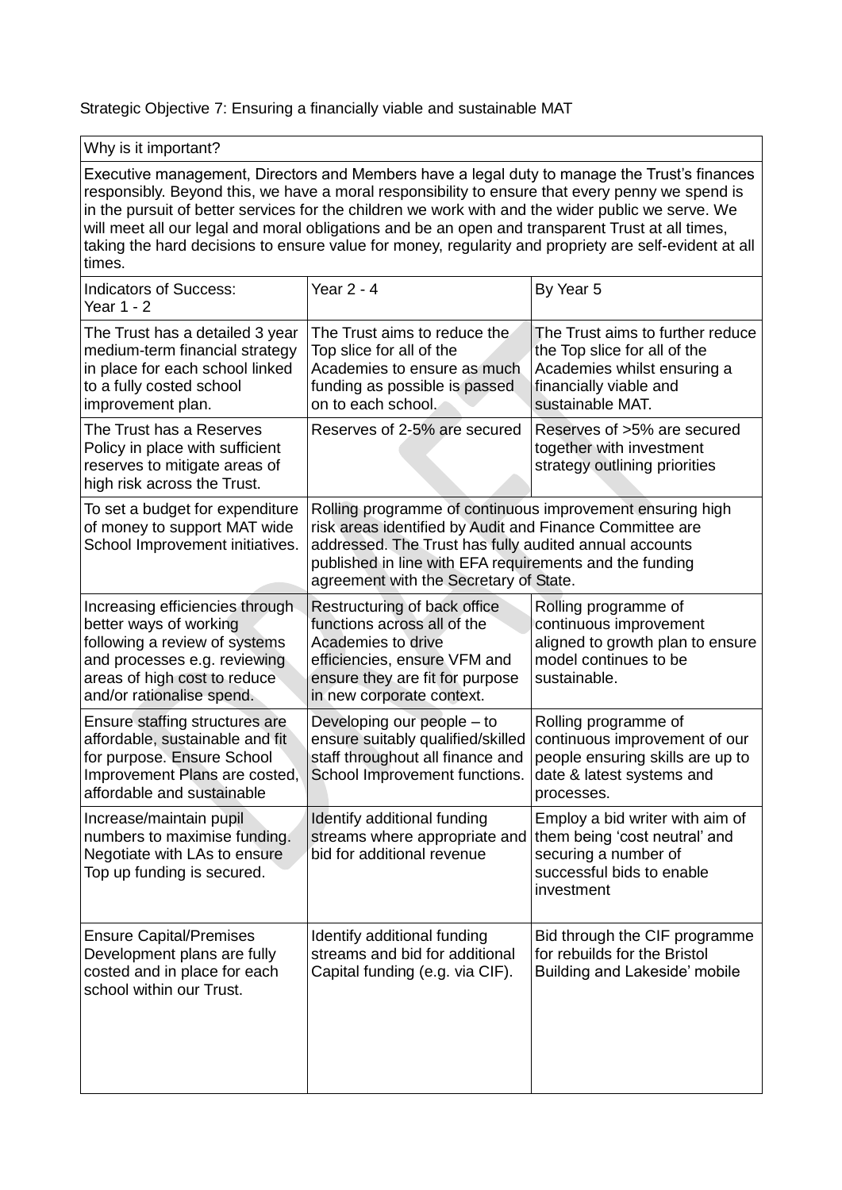Strategic Objective 7: Ensuring a financially viable and sustainable MAT

| Why is it important? | | |
|---|---|---|
| Executive management, Directors and Members have a legal duty to manage the Trust's finances responsibly. Beyond this, we have a moral responsibility to ensure that every penny we spend is in the pursuit of better services for the children we work with and the wider public we serve. We will meet all our legal and moral obligations and be an open and transparent Trust at all times, taking the hard decisions to ensure value for money, regularity and propriety are self-evident at all times. | | |
| Indicators of Success: Year 1 - 2 | Year 2 - 4 | By Year 5 |
| The Trust has a detailed 3 year medium-term financial strategy in place for each school linked to a fully costed school improvement plan. | The Trust aims to reduce the Top slice for all of the Academies to ensure as much funding as possible is passed on to each school. | The Trust aims to further reduce the Top slice for all of the Academies whilst ensuring a financially viable and sustainable MAT. |
| The Trust has a Reserves Policy in place with sufficient reserves to mitigate areas of high risk across the Trust. | Reserves of 2-5% are secured | Reserves of >5% are secured together with investment strategy outlining priorities |
| To set a budget for expenditure of money to support MAT wide School Improvement initiatives. | Rolling programme of continuous improvement ensuring high risk areas identified by Audit and Finance Committee are addressed. The Trust has fully audited annual accounts published in line with EFA requirements and the funding agreement with the Secretary of State. | |
| Increasing efficiencies through better ways of working following a review of systems and processes e.g. reviewing areas of high cost to reduce and/or rationalise spend. | Restructuring of back office functions across all of the Academies to drive efficiencies, ensure VFM and ensure they are fit for purpose in new corporate context. | Rolling programme of continuous improvement aligned to growth plan to ensure model continues to be sustainable. |
| Ensure staffing structures are affordable, sustainable and fit for purpose. Ensure School Improvement Plans are costed, affordable and sustainable | Developing our people – to ensure suitably qualified/skilled staff throughout all finance and School Improvement functions. | Rolling programme of continuous improvement of our people ensuring skills are up to date & latest systems and processes. |
| Increase/maintain pupil numbers to maximise funding. Negotiate with LAs to ensure Top up funding is secured. | Identify additional funding streams where appropriate and bid for additional revenue | Employ a bid writer with aim of them being 'cost neutral' and securing a number of successful bids to enable investment |
| Ensure Capital/Premises Development plans are fully costed and in place for each school within our Trust. | Identify additional funding streams and bid for additional Capital funding (e.g. via CIF). | Bid through the CIF programme for rebuilds for the Bristol Building and Lakeside' mobile |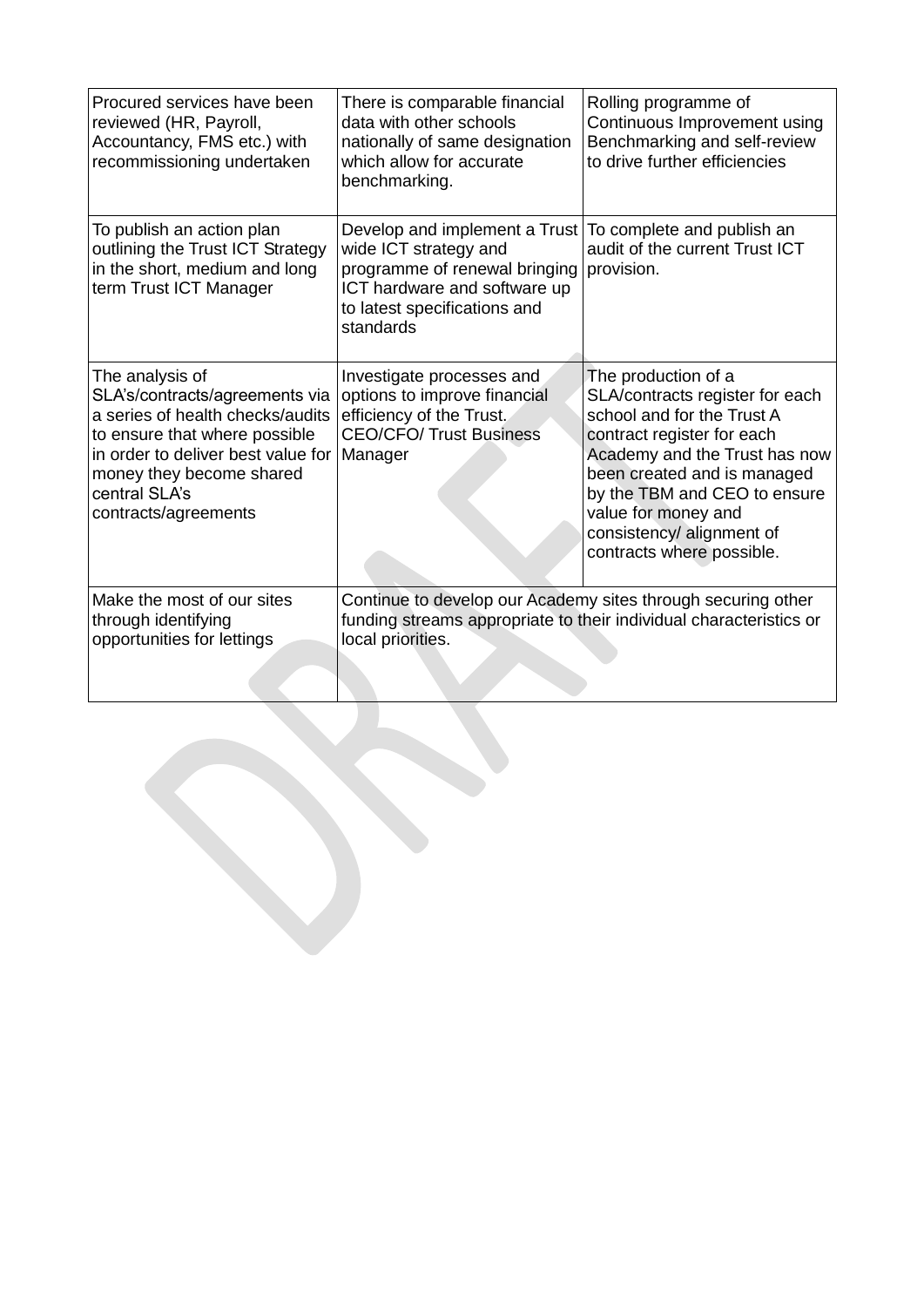| | | |
|---|---|---|
| Procured services have been reviewed (HR, Payroll, Accountancy, FMS etc.) with recommissioning undertaken | There is comparable financial data with other schools nationally of same designation which allow for accurate benchmarking. | Rolling programme of Continuous Improvement using Benchmarking and self-review to drive further efficiencies |
| To publish an action plan outlining the Trust ICT Strategy in the short, medium and long term Trust ICT Manager | Develop and implement a Trust wide ICT strategy and programme of renewal bringing ICT hardware and software up to latest specifications and standards | To complete and publish an audit of the current Trust ICT provision. |
| The analysis of SLA's/contracts/agreements via a series of health checks/audits to ensure that where possible in order to deliver best value for money they become shared central SLA's contracts/agreements | Investigate processes and options to improve financial efficiency of the Trust. CEO/CFO/ Trust Business Manager | The production of a SLA/contracts register for each school and for the Trust A contract register for each Academy and the Trust has now been created and is managed by the TBM and CEO to ensure value for money and consistency/ alignment of contracts where possible. |
| Make the most of our sites through identifying opportunities for lettings | Continue to develop our Academy sites through securing other funding streams appropriate to their individual characteristics or local priorities. | |